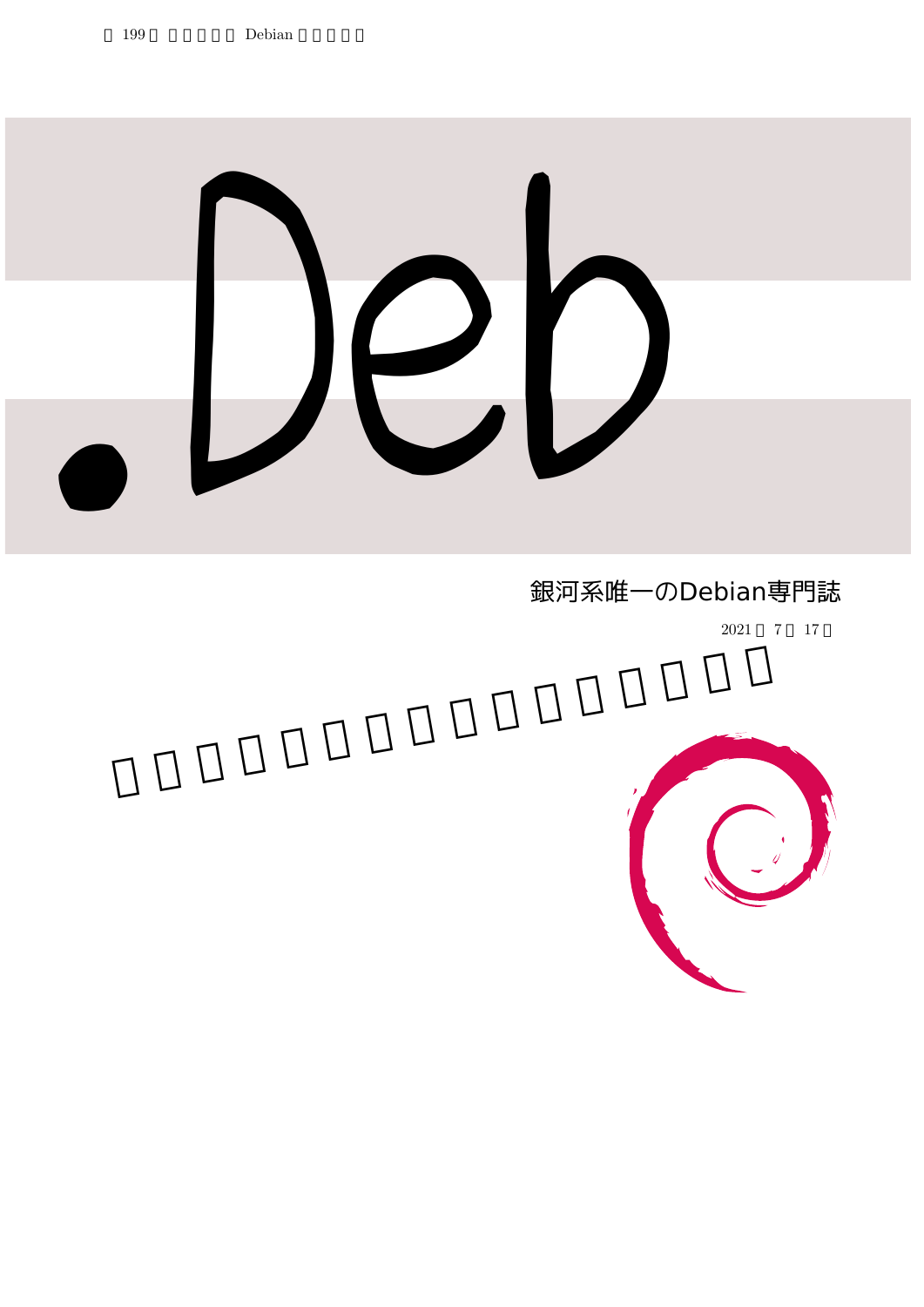# .Deb

銀河系唯一のDebian専門誌

2021 □ 7 □ 17 □

□ □ □ □ □ □ □ □ □ □ □ □ □ □ □ □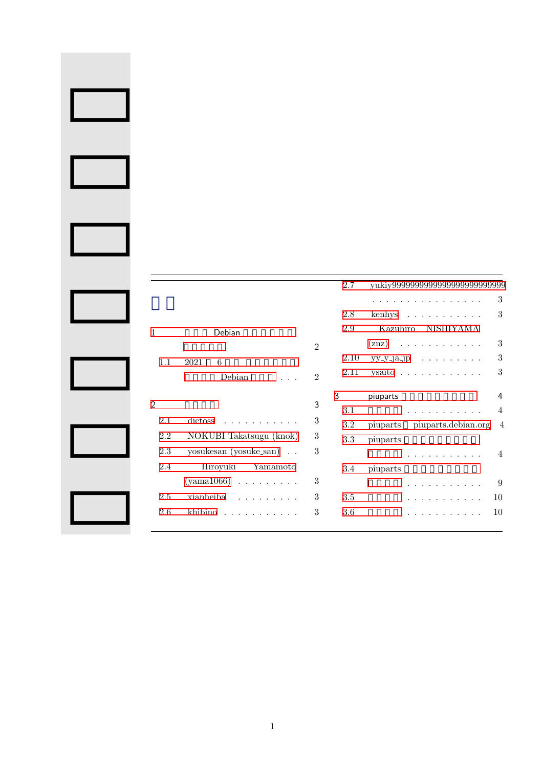# 目次

1 事前課題 Debian 勉強会の準備 2

  1.1 2021 年 6 月 Debian 勉強会 Debian 事前課題 2

2 事前課題 3

  2.1 dictoss 3

  2.2 NOKUBI Takatsugu (knok) 3

  2.3 yosukesan (yosuke_san) 3

  2.4 Hiroyuki Yamamoto (yama1066) 3

  2.5 xianheiba 3

  2.6 khibino 3

  2.7 yukiy99999999999999999999999 3

  2.8 kenhys 3

  2.9 Kazuhiro NISHIYAMA (znz) 3

  2.10 yy_y_ja_jp 3

  2.11 ysaito 3

3 piuparts 4

  3.1 4

  3.2 piuparts piuparts.debian.org 4

  3.3 piuparts 4

  3.4 piuparts 9

  3.5 10

  3.6 10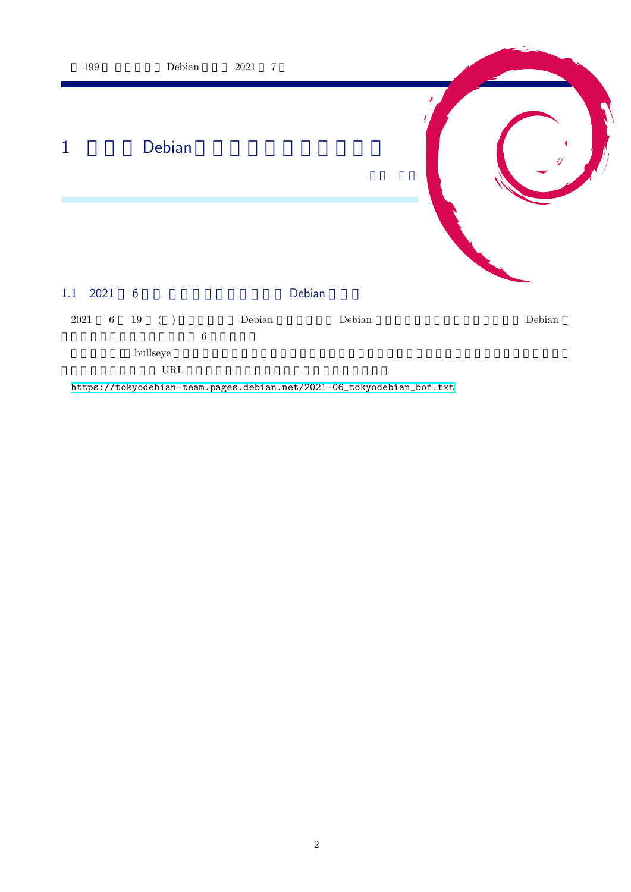# 1 Debian

## 1.1 2021 6 Debian

2021 6 19 ( ) Debian Debian Debian 6

bullseye URL

https://tokyodebian-team.pages.debian.net/2021-06_tokyodebian_bof.txt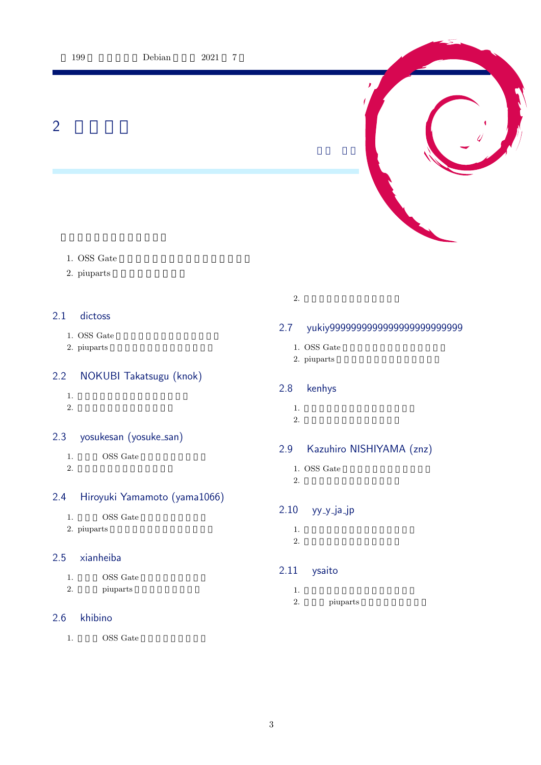# 2

1. OSS Gate
2. piuparts

## 2.1 dictoss

1. OSS Gate
2. piuparts

## 2.2 NOKUBI Takatsugu (knok)

1.
2.

## 2.3 yosukesan (yosuke_san)

1. OSS Gate
2.

## 2.4 Hiroyuki Yamamoto (yama1066)

1. OSS Gate
2. piuparts

## 2.5 xianheiba

1. OSS Gate
2. piuparts

## 2.6 khibino

1. OSS Gate
2.

## 2.7 yukiy9999999999999999999999999

1. OSS Gate
2. piuparts

## 2.8 kenhys

1.
2.

## 2.9 Kazuhiro NISHIYAMA (znz)

1. OSS Gate
2.

## 2.10 yy_y_ja_jp

1.
2.

## 2.11 ysaito

1.
2. piuparts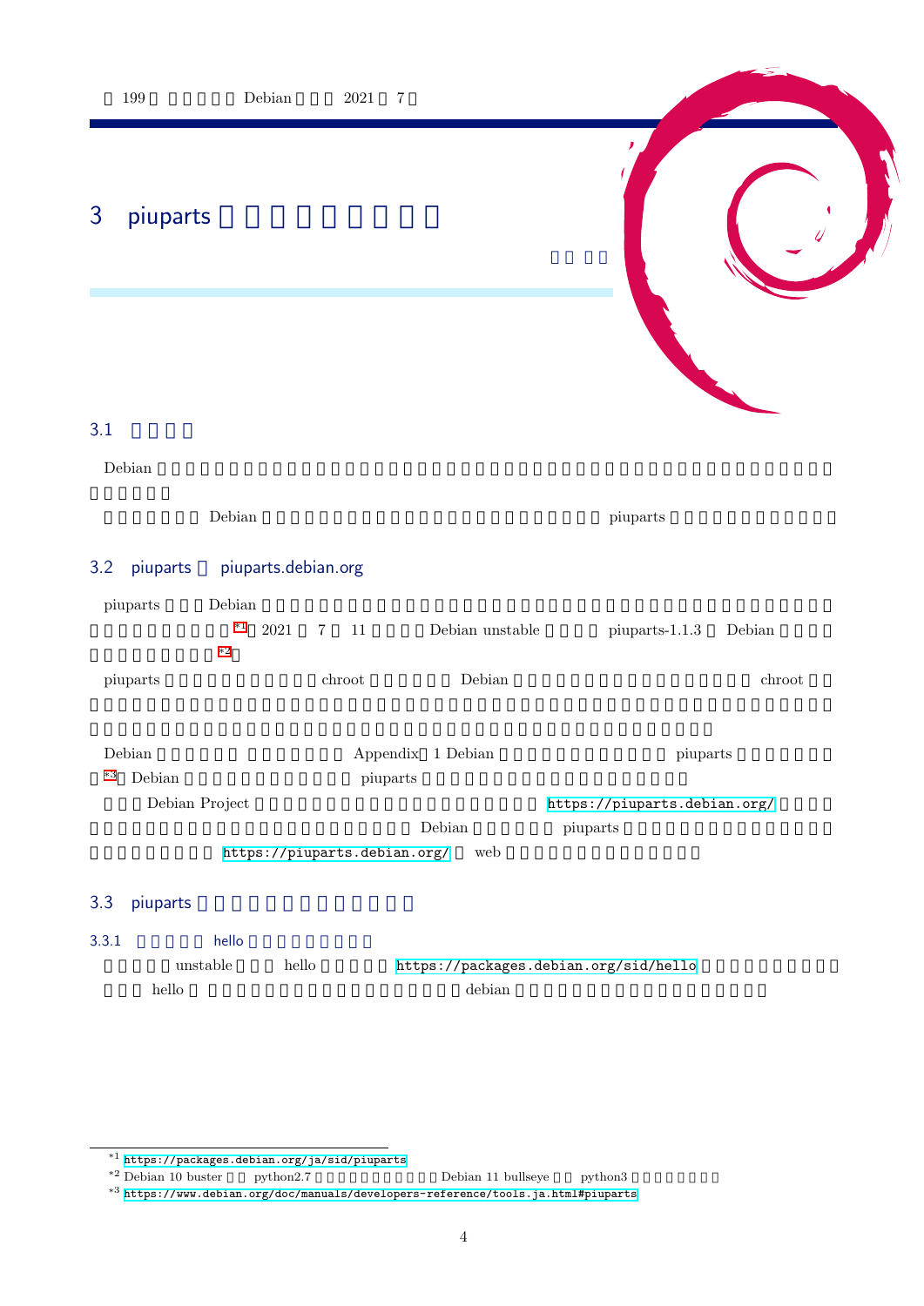# 3 piuparts

3.1

Debian

Debian piuparts

## 3.2 piuparts piuparts.debian.org

piuparts Debian

[*1] 2021 7 11 Debian unstable piuparts-1.1.3 Debian

[*2]

piuparts chroot Debian chroot

Debian Appendix 1 Debian piuparts

[*3] Debian piuparts

Debian Project https://piuparts.debian.org/

Debian piuparts

https://piuparts.debian.org/ web

## 3.3 piuparts

### 3.3.1 hello

unstable hello https://packages.debian.org/sid/hello

hello debian

---

[*1] https://packages.debian.org/ja/sid/piuparts

[*2] Debian 10 buster python2.7 Debian 11 bullseye python3

[*3] https://www.debian.org/doc/manuals/developers-reference/tools.ja.html#piuparts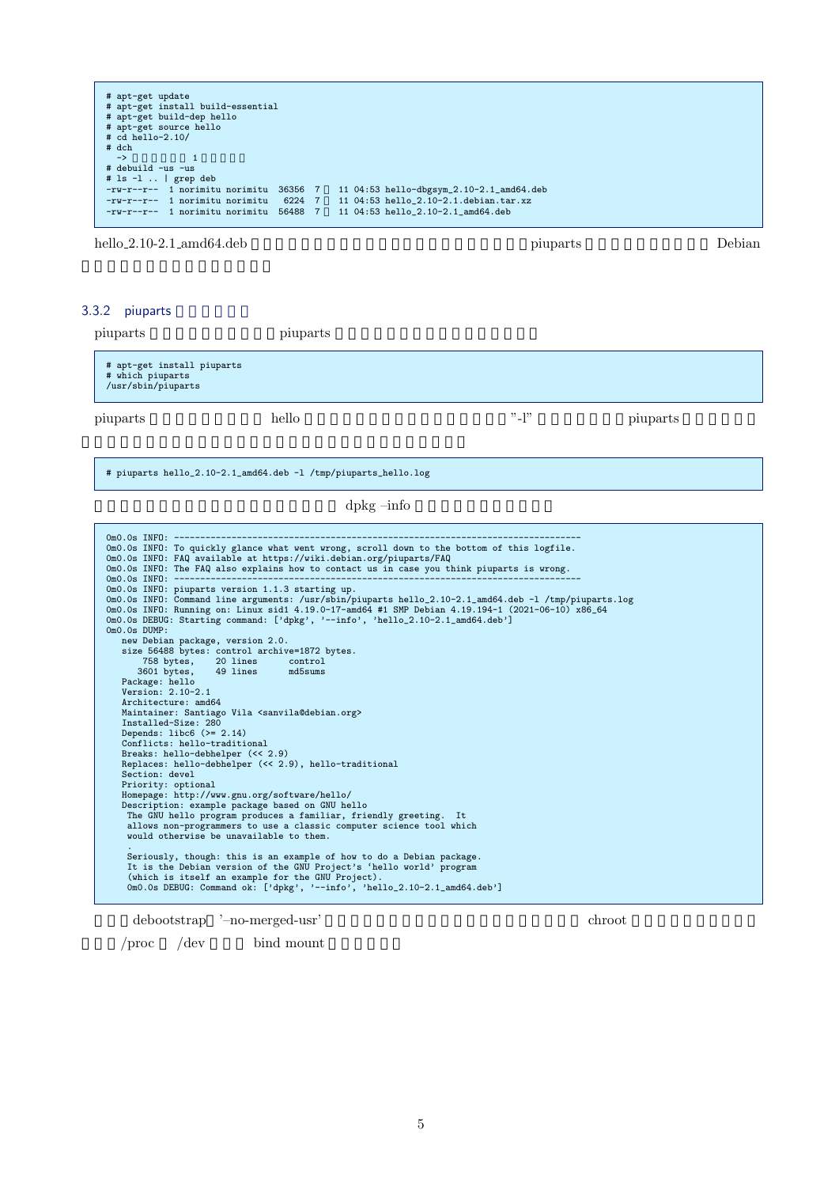```
# apt-get update
# apt-get install build-essential
# apt-get build-dep hello
# apt-get source hello
# cd hello-2.10/
# dch
  ->                1
# debuild -us -us
# ls -l .. | grep deb
-rw-r--r--  1 norimitu norimitu  36356  7   11 04:53 hello-dbgsym_2.10-2.1_amd64.deb
-rw-r--r--  1 norimitu norimitu   6224  7   11 04:53 hello_2.10-2.1.debian.tar.xz
-rw-r--r--  1 norimitu norimitu  56488  7   11 04:53 hello_2.10-2.1_amd64.deb
```

hello_2.10-2.1_amd64.deb piuparts Debian

### 3.3.2 piuparts

piuparts piuparts

```
# apt-get install piuparts
# which piuparts
/usr/sbin/piuparts
```

piuparts hello "-l" piuparts

```
# piuparts hello_2.10-2.1_amd64.deb -l /tmp/piuparts_hello.log
```

dpkg –info

```
0m0.0s INFO: ------------------------------------------------------------------------------
0m0.0s INFO: To quickly glance what went wrong, scroll down to the bottom of this logfile.
0m0.0s INFO: FAQ available at https://wiki.debian.org/piuparts/FAQ
0m0.0s INFO: The FAQ also explains how to contact us in case you think piuparts is wrong.
0m0.0s INFO: ------------------------------------------------------------------------------
0m0.0s INFO: piuparts version 1.1.3 starting up.
0m0.0s INFO: Command line arguments: /usr/sbin/piuparts hello_2.10-2.1_amd64.deb -l /tmp/piuparts.log
0m0.0s INFO: Running on: Linux sid1 4.19.0-17-amd64 #1 SMP Debian 4.19.194-1 (2021-06-10) x86_64
0m0.0s DEBUG: Starting command: ['dpkg', '--info', 'hello_2.10-2.1_amd64.deb']
0m0.0s DUMP:
   new Debian package, version 2.0.
   size 56488 bytes: control archive=1872 bytes.
       758 bytes,    20 lines      control
      3601 bytes,    49 lines      md5sums
   Package: hello
   Version: 2.10-2.1
   Architecture: amd64
   Maintainer: Santiago Vila <sanvila@debian.org>
   Installed-Size: 280
   Depends: libc6 (>= 2.14)
   Conflicts: hello-traditional
   Breaks: hello-debhelper (<< 2.9)
   Replaces: hello-debhelper (<< 2.9), hello-traditional
   Section: devel
   Priority: optional
   Homepage: http://www.gnu.org/software/hello/
   Description: example package based on GNU hello
    The GNU hello program produces a familiar, friendly greeting.  It
    allows non-programmers to use a classic computer science tool which
    would otherwise be unavailable to them.
    .
    Seriously, though: this is an example of how to do a Debian package.
    It is the Debian version of the GNU Project's 'hello world' program
    (which is itself an example for the GNU Project).
    0m0.0s DEBUG: Command ok: ['dpkg', '--info', 'hello_2.10-2.1_amd64.deb']
```

debootstrap '–no-merged-usr' chroot /proc /dev bind mount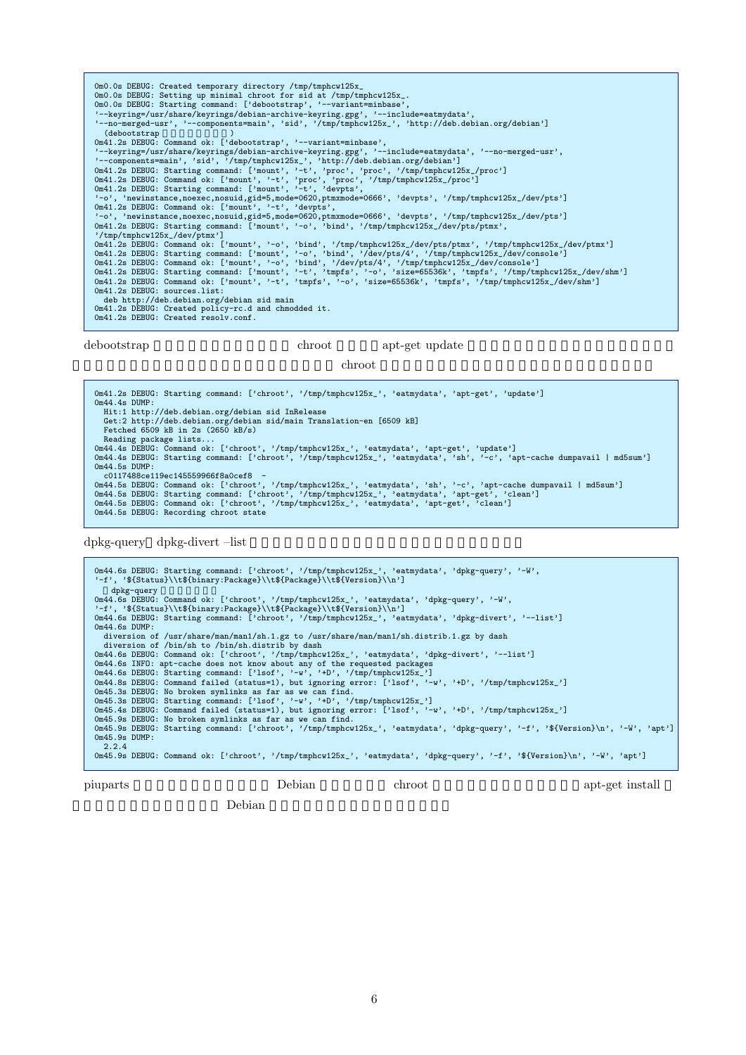```
0m0.0s DEBUG: Created temporary directory /tmp/tmphcw125x_
0m0.0s DEBUG: Setting up minimal chroot for sid at /tmp/tmphcw125x_.
0m0.0s DEBUG: Starting command: ['debootstrap', '--variant=minbase',
'--keyring=/usr/share/keyrings/debian-archive-keyring.gpg', '--include=eatmydata',
'--no-merged-usr', '--components=main', 'sid', '/tmp/tmphcw125x_', 'http://deb.debian.org/debian']
  (debootstrap                )
0m41.2s DEBUG: Command ok: ['debootstrap', '--variant=minbase',
'--keyring=/usr/share/keyrings/debian-archive-keyring.gpg', '--include=eatmydata', '--no-merged-usr',
'--components=main', 'sid', '/tmp/tmphcw125x_', 'http://deb.debian.org/debian']
0m41.2s DEBUG: Starting command: ['mount', '-t', 'proc', 'proc', '/tmp/tmphcw125x_/proc']
0m41.2s DEBUG: Command ok: ['mount', '-t', 'proc', 'proc', '/tmp/tmphcw125x_/proc']
0m41.2s DEBUG: Starting command: ['mount', '-t', 'devpts',
'-o', 'newinstance,noexec,nosuid,gid=5,mode=0620,ptmxmode=0666', 'devpts', '/tmp/tmphcw125x_/dev/pts']
0m41.2s DEBUG: Command ok: ['mount', '-t', 'devpts',
'-o', 'newinstance,noexec,nosuid,gid=5,mode=0620,ptmxmode=0666', 'devpts', '/tmp/tmphcw125x_/dev/pts']
0m41.2s DEBUG: Starting command: ['mount', '-o', 'bind', '/tmp/tmphcw125x_/dev/pts/ptmx',
'/tmp/tmphcw125x_/dev/ptmx']
0m41.2s DEBUG: Command ok: ['mount', '-o', 'bind', '/tmp/tmphcw125x_/dev/pts/ptmx', '/tmp/tmphcw125x_/dev/ptmx']
0m41.2s DEBUG: Starting command: ['mount', '-o', 'bind', '/dev/pts/4', '/tmp/tmphcw125x_/dev/console']
0m41.2s DEBUG: Command ok: ['mount', '-o', 'bind', '/dev/pts/4', '/tmp/tmphcw125x_/dev/console']
0m41.2s DEBUG: Starting command: ['mount', '-t', 'tmpfs', '-o', 'size=65536k', 'tmpfs', '/tmp/tmphcw125x_/dev/shm']
0m41.2s DEBUG: Command ok: ['mount', '-t', 'tmpfs', '-o', 'size=65536k', 'tmpfs', '/tmp/tmphcw125x_/dev/shm']
0m41.2s DEBUG: sources.list:
  deb http://deb.debian.org/debian sid main
0m41.2s DEBUG: Created policy-rc.d and chmodded it.
0m41.2s DEBUG: Created resolv.conf.
```

debootstrap chroot apt-get update chroot

```
0m41.2s DEBUG: Starting command: ['chroot', '/tmp/tmphcw125x_', 'eatmydata', 'apt-get', 'update']
0m44.4s DUMP:
  Hit:1 http://deb.debian.org/debian sid InRelease
  Get:2 http://deb.debian.org/debian sid/main Translation-en [6509 kB]
  Fetched 6509 kB in 2s (2650 kB/s)
  Reading package lists...
0m44.4s DEBUG: Command ok: ['chroot', '/tmp/tmphcw125x_', 'eatmydata', 'apt-get', 'update']
0m44.4s DEBUG: Starting command: ['chroot', '/tmp/tmphcw125x_', 'eatmydata', 'sh', '-c', 'apt-cache dumpavail | md5sum']
0m44.5s DUMP:
  c0117488ce119ec145559966f8a0cef8  -
0m44.5s DEBUG: Command ok: ['chroot', '/tmp/tmphcw125x_', 'eatmydata', 'sh', '-c', 'apt-cache dumpavail | md5sum']
0m44.5s DEBUG: Starting command: ['chroot', '/tmp/tmphcw125x_', 'eatmydata', 'apt-get', 'clean']
0m44.5s DEBUG: Command ok: ['chroot', '/tmp/tmphcw125x_', 'eatmydata', 'apt-get', 'clean']
0m44.5s DEBUG: Recording chroot state
```

dpkg-query dpkg-divert –list

```
0m44.6s DEBUG: Starting command: ['chroot', '/tmp/tmphcw125x_', 'eatmydata', 'dpkg-query', '-W',
'-f', '${Status}\\t${binary:Package}\\t${Package}\\t${Version}\\n']
  dpkg-query
0m44.6s DEBUG: Command ok: ['chroot', '/tmp/tmphcw125x_', 'eatmydata', 'dpkg-query', '-W',
'-f', '${Status}\\t${binary:Package}\\t${Package}\\t${Version}\\n']
0m44.6s DEBUG: Starting command: ['chroot', '/tmp/tmphcw125x_', 'eatmydata', 'dpkg-divert', '--list']
0m44.6s DUMP:
  diversion of /usr/share/man/man1/sh.1.gz to /usr/share/man/man1/sh.distrib.1.gz by dash
  diversion of /bin/sh to /bin/sh.distrib by dash
0m44.6s DEBUG: Command ok: ['chroot', '/tmp/tmphcw125x_', 'eatmydata', 'dpkg-divert', '--list']
0m44.6s INFO: apt-cache does not know about any of the requested packages
0m44.6s DEBUG: Starting command: ['lsof', '-w', '+D', '/tmp/tmphcw125x_']
0m44.8s DEBUG: Command failed (status=1), but ignoring error: ['lsof', '-w', '+D', '/tmp/tmphcw125x_']
0m45.3s DEBUG: No broken symlinks as far as we can find.
0m45.3s DEBUG: Starting command: ['lsof', '-w', '+D', '/tmp/tmphcw125x_']
0m45.4s DEBUG: Command failed (status=1), but ignoring error: ['lsof', '-w', '+D', '/tmp/tmphcw125x_']
0m45.9s DEBUG: No broken symlinks as far as we can find.
0m45.9s DEBUG: Starting command: ['chroot', '/tmp/tmphcw125x_', 'eatmydata', 'dpkg-query', '-f', '${Version}\n', '-W', 'apt']
0m45.9s DUMP:
  2.2.4
0m45.9s DEBUG: Command ok: ['chroot', '/tmp/tmphcw125x_', 'eatmydata', 'dpkg-query', '-f', '${Version}\n', '-W', 'apt']
```

piuparts Debian chroot apt-get install Debian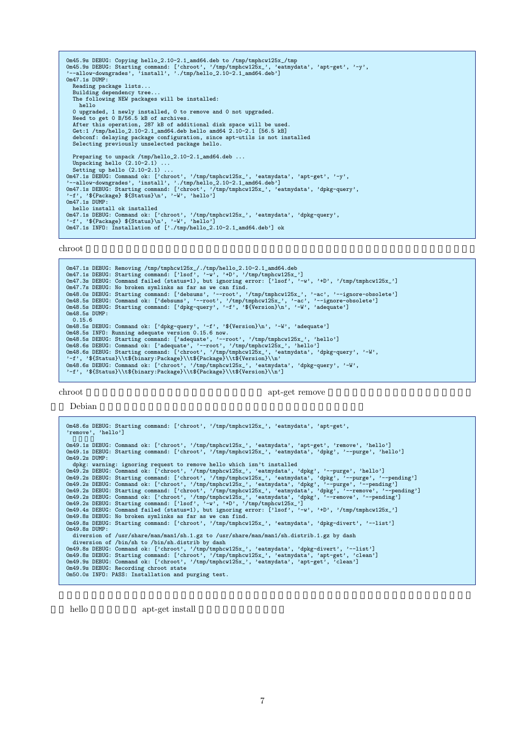```
0m45.9s DEBUG: Copying hello_2.10-2.1_amd64.deb to /tmp/tmphcw125x_/tmp
0m45.9s DEBUG: Starting command: ['chroot', '/tmp/tmphcw125x_', 'eatmydata', 'apt-get', '-y',
'--allow-downgrades', 'install', './tmp/hello_2.10-2.1_amd64.deb']
0m47.1s DUMP:
  Reading package lists...
  Building dependency tree...
  The following NEW packages will be installed:
    hello
  0 upgraded, 1 newly installed, 0 to remove and 0 not upgraded.
  Need to get 0 B/56.5 kB of archives.
  After this operation, 287 kB of additional disk space will be used.
  Get:1 /tmp/hello_2.10-2.1_amd64.deb hello amd64 2.10-2.1 [56.5 kB]
  debconf: delaying package configuration, since apt-utils is not installed
  Selecting previously unselected package hello.

  Preparing to unpack /tmp/hello_2.10-2.1_amd64.deb ...
  Unpacking hello (2.10-2.1) ...
  Setting up hello (2.10-2.1) ...
0m47.1s DEBUG: Command ok: ['chroot', '/tmp/tmphcw125x_', 'eatmydata', 'apt-get', '-y',
'--allow-downgrades', 'install', './tmp/hello_2.10-2.1_amd64.deb']
0m47.1s DEBUG: Starting command: ['chroot', '/tmp/tmphcw125x_', 'eatmydata', 'dpkg-query',
'-f', '${Package} ${Status}\n', '-W', 'hello']
0m47.1s DUMP:
  hello install ok installed
0m47.1s DEBUG: Command ok: ['chroot', '/tmp/tmphcw125x_', 'eatmydata', 'dpkg-query',
'-f', '${Package} ${Status}\n', '-W', 'hello']
0m47.1s INFO: Installation of ['./tmp/hello_2.10-2.1_amd64.deb'] ok
```

chroot

```
0m47.1s DEBUG: Removing /tmp/tmphcw125x_/./tmp/hello_2.10-2.1_amd64.deb
0m47.1s DEBUG: Starting command: ['lsof', '-w', '+D', '/tmp/tmphcw125x_']
0m47.3s DEBUG: Command failed (status=1), but ignoring error: ['lsof', '-w', '+D', '/tmp/tmphcw125x_']
0m47.7s DEBUG: No broken symlinks as far as we can find.
0m48.0s DEBUG: Starting command: ['debsums', '--root', '/tmp/tmphcw125x_', '-ac', '--ignore-obsolete']
0m48.5s DEBUG: Command ok: ['debsums', '--root', '/tmp/tmphcw125x_', '-ac', '--ignore-obsolete']
0m48.5s DEBUG: Starting command: ['dpkg-query', '-f', '${Version}\n', '-W', 'adequate']
0m48.5s DUMP:
  0.15.6
0m48.5s DEBUG: Command ok: ['dpkg-query', '-f', '${Version}\n', '-W', 'adequate']
0m48.5s INFO: Running adequate version 0.15.6 now.
0m48.5s DEBUG: Starting command: ['adequate', '--root', '/tmp/tmphcw125x_', 'hello']
0m48.6s DEBUG: Command ok: ['adequate', '--root', '/tmp/tmphcw125x_', 'hello']
0m48.6s DEBUG: Starting command: ['chroot', '/tmp/tmphcw125x_', 'eatmydata', 'dpkg-query', '-W',
'-f', '${Status}\\t${binary:Package}\\t${Package}\\t${Version}\\n'
0m48.6s DEBUG: Command ok: ['chroot', '/tmp/tmphcw125x_', 'eatmydata', 'dpkg-query', '-W',
'-f', '${Status}\\t${binary:Package}\\t${Package}\\t${Version}\\n']
```

chroot apt-get remove

Debian

```
0m48.6s DEBUG: Starting command: ['chroot', '/tmp/tmphcw125x_', 'eatmydata', 'apt-get',
'remove', 'hello']

0m49.1s DEBUG: Command ok: ['chroot', '/tmp/tmphcw125x_', 'eatmydata', 'apt-get', 'remove', 'hello']
0m49.1s DEBUG: Starting command: ['chroot', '/tmp/tmphcw125x_', 'eatmydata', 'dpkg', '--purge', 'hello']
0m49.2s DUMP:
  dpkg: warning: ignoring request to remove hello which isn't installed
0m49.2s DEBUG: Command ok: ['chroot', '/tmp/tmphcw125x_', 'eatmydata', 'dpkg', '--purge', 'hello']
0m49.2s DEBUG: Starting command: ['chroot', '/tmp/tmphcw125x_', 'eatmydata', 'dpkg', '--purge', '--pending']
0m49.2s DEBUG: Command ok: ['chroot', '/tmp/tmphcw125x_', 'eatmydata', 'dpkg', '--purge', '--pending']
0m49.2s DEBUG: Starting command: ['chroot', '/tmp/tmphcw125x_', 'eatmydata', 'dpkg', '--remove', '--pending']
0m49.2s DEBUG: Command ok: ['chroot', '/tmp/tmphcw125x_', 'eatmydata', 'dpkg', '--remove', '--pending']
0m49.2s DEBUG: Starting command: ['lsof', '-w', '+D', '/tmp/tmphcw125x_']
0m49.4s DEBUG: Command failed (status=1), but ignoring error: ['lsof', '-w', '+D', '/tmp/tmphcw125x_']
0m49.8s DEBUG: No broken symlinks as far as we can find.
0m49.8s DEBUG: Starting command: ['chroot', '/tmp/tmphcw125x_', 'eatmydata', 'dpkg-divert', '--list']
0m49.8s DUMP:
  diversion of /usr/share/man/man1/sh.1.gz to /usr/share/man/man1/sh.distrib.1.gz by dash
  diversion of /bin/sh to /bin/sh.distrib by dash
0m49.8s DEBUG: Command ok: ['chroot', '/tmp/tmphcw125x_', 'eatmydata', 'dpkg-divert', '--list']
0m49.8s DEBUG: Starting command: ['chroot', '/tmp/tmphcw125x_', 'eatmydata', 'apt-get', 'clean']
0m49.9s DEBUG: Command ok: ['chroot', '/tmp/tmphcw125x_', 'eatmydata', 'apt-get', 'clean']
0m49.9s DEBUG: Recording chroot state
0m50.0s INFO: PASS: Installation and purging test.
```

hello apt-get install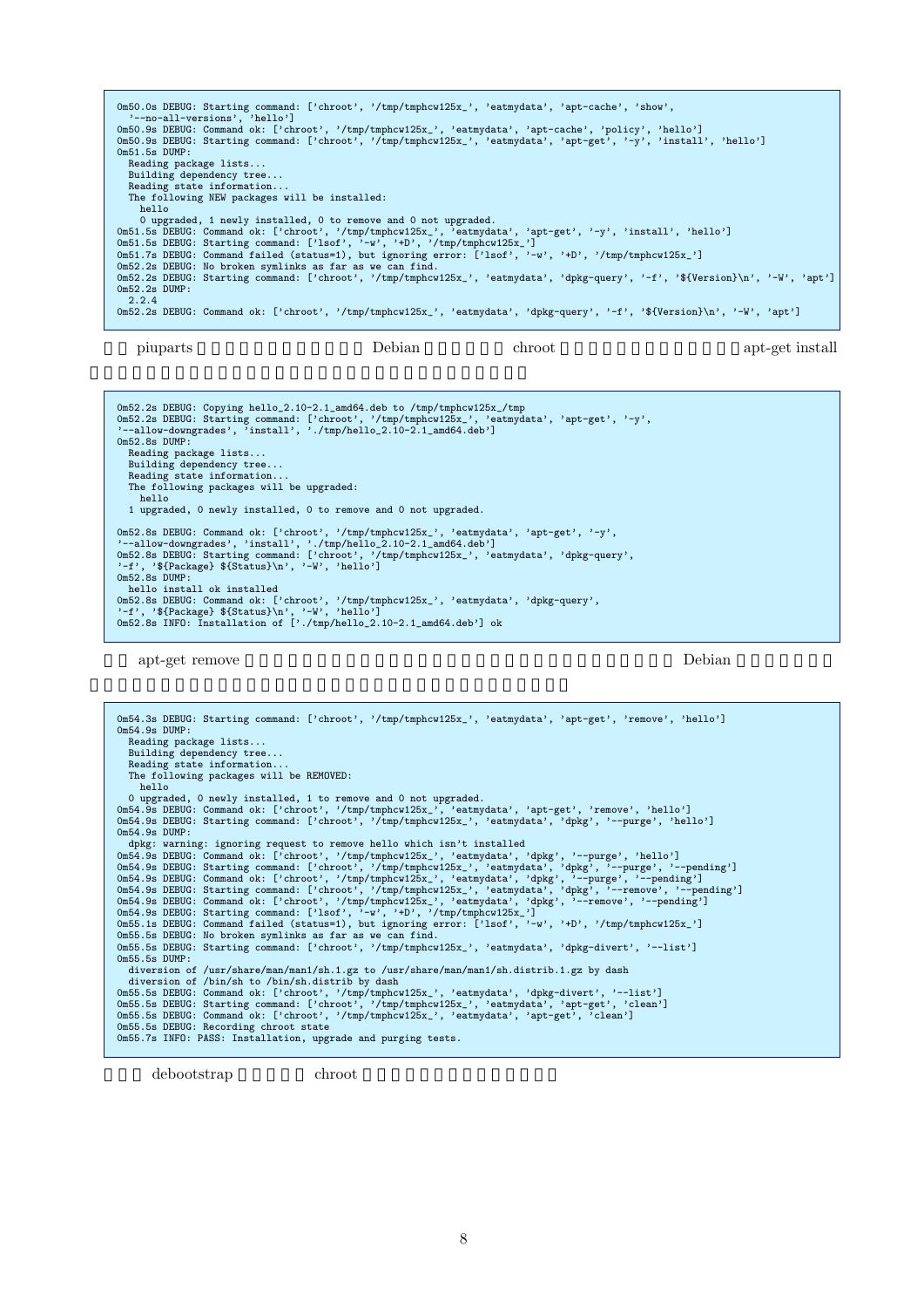```
0m50.0s DEBUG: Starting command: ['chroot', '/tmp/tmphcw125x_', 'eatmydata', 'apt-cache', 'show',
  '--no-all-versions', 'hello']
0m50.9s DEBUG: Command ok: ['chroot', '/tmp/tmphcw125x_', 'eatmydata', 'apt-cache', 'policy', 'hello']
0m50.9s DEBUG: Starting command: ['chroot', '/tmp/tmphcw125x_', 'eatmydata', 'apt-get', '-y', 'install', 'hello']
0m51.5s DUMP:
  Reading package lists...
  Building dependency tree...
  Reading state information...
  The following NEW packages will be installed:
    hello
    0 upgraded, 1 newly installed, 0 to remove and 0 not upgraded.
0m51.5s DEBUG: Command ok: ['chroot', '/tmp/tmphcw125x_', 'eatmydata', 'apt-get', '-y', 'install', 'hello']
0m51.5s DEBUG: Starting command: ['lsof', '-w', '+D', '/tmp/tmphcw125x_']
0m51.7s DEBUG: Command failed (status=1), but ignoring error: ['lsof', '-w', '+D', '/tmp/tmphcw125x_']
0m52.2s DEBUG: No broken symlinks as far as we can find.
0m52.2s DEBUG: Starting command: ['chroot', '/tmp/tmphcw125x_', 'eatmydata', 'dpkg-query', '-f', '${Version}\n', '-W', 'apt']
0m52.2s DUMP:
  2.2.4
0m52.2s DEBUG: Command ok: ['chroot', '/tmp/tmphcw125x_', 'eatmydata', 'dpkg-query', '-f', '${Version}\n', '-W', 'apt']
```

piuparts Debian chroot apt-get install

```
0m52.2s DEBUG: Copying hello_2.10-2.1_amd64.deb to /tmp/tmphcw125x_/tmp
0m52.2s DEBUG: Starting command: ['chroot', '/tmp/tmphcw125x_', 'eatmydata', 'apt-get', '-y',
'--allow-downgrades', 'install', './tmp/hello_2.10-2.1_amd64.deb']
0m52.8s DUMP:
  Reading package lists...
  Building dependency tree...
  Reading state information...
  The following packages will be upgraded:
    hello
  1 upgraded, 0 newly installed, 0 to remove and 0 not upgraded.

0m52.8s DEBUG: Command ok: ['chroot', '/tmp/tmphcw125x_', 'eatmydata', 'apt-get', '-y',
'--allow-downgrades', 'install', './tmp/hello_2.10-2.1_amd64.deb']
0m52.8s DEBUG: Starting command: ['chroot', '/tmp/tmphcw125x_', 'eatmydata', 'dpkg-query',
'-f', '${Package} ${Status}\n', '-W', 'hello']
0m52.8s DUMP:
  hello install ok installed
0m52.8s DEBUG: Command ok: ['chroot', '/tmp/tmphcw125x_', 'eatmydata', 'dpkg-query',
'-f', '${Package} ${Status}\n', '-W', 'hello']
0m52.8s INFO: Installation of ['./tmp/hello_2.10-2.1_amd64.deb'] ok
```

apt-get remove Debian

```
0m54.3s DEBUG: Starting command: ['chroot', '/tmp/tmphcw125x_', 'eatmydata', 'apt-get', 'remove', 'hello']
0m54.9s DUMP:
  Reading package lists...
  Building dependency tree...
  Reading state information...
  The following packages will be REMOVED:
    hello
  0 upgraded, 0 newly installed, 1 to remove and 0 not upgraded.
0m54.9s DEBUG: Command ok: ['chroot', '/tmp/tmphcw125x_', 'eatmydata', 'apt-get', 'remove', 'hello']
0m54.9s DEBUG: Starting command: ['chroot', '/tmp/tmphcw125x_', 'eatmydata', 'dpkg', '--purge', 'hello']
0m54.9s DUMP:
  dpkg: warning: ignoring request to remove hello which isn't installed
0m54.9s DEBUG: Command ok: ['chroot', '/tmp/tmphcw125x_', 'eatmydata', 'dpkg', '--purge', 'hello']
0m54.9s DEBUG: Starting command: ['chroot', '/tmp/tmphcw125x_', 'eatmydata', 'dpkg', '--purge', '--pending']
0m54.9s DEBUG: Command ok: ['chroot', '/tmp/tmphcw125x_', 'eatmydata', 'dpkg', '--purge', '--pending']
0m54.9s DEBUG: Starting command: ['chroot', '/tmp/tmphcw125x_', 'eatmydata', 'dpkg', '--remove', '--pending']
0m54.9s DEBUG: Command ok: ['chroot', '/tmp/tmphcw125x_', 'eatmydata', 'dpkg', '--remove', '--pending']
0m54.9s DEBUG: Starting command: ['lsof', '-w', '+D', '/tmp/tmphcw125x_']
0m55.1s DEBUG: Command failed (status=1), but ignoring error: ['lsof', '-w', '+D', '/tmp/tmphcw125x_']
0m55.5s DEBUG: No broken symlinks as far as we can find.
0m55.5s DEBUG: Starting command: ['chroot', '/tmp/tmphcw125x_', 'eatmydata', 'dpkg-divert', '--list']
0m55.5s DUMP:
  diversion of /usr/share/man/man1/sh.1.gz to /usr/share/man/man1/sh.distrib.1.gz by dash
  diversion of /bin/sh to /bin/sh.distrib by dash
0m55.5s DEBUG: Command ok: ['chroot', '/tmp/tmphcw125x_', 'eatmydata', 'dpkg-divert', '--list']
0m55.5s DEBUG: Starting command: ['chroot', '/tmp/tmphcw125x_', 'eatmydata', 'apt-get', 'clean']
0m55.5s DEBUG: Command ok: ['chroot', '/tmp/tmphcw125x_', 'eatmydata', 'apt-get', 'clean']
0m55.5s DEBUG: Recording chroot state
0m55.7s INFO: PASS: Installation, upgrade and purging tests.
```

debootstrap chroot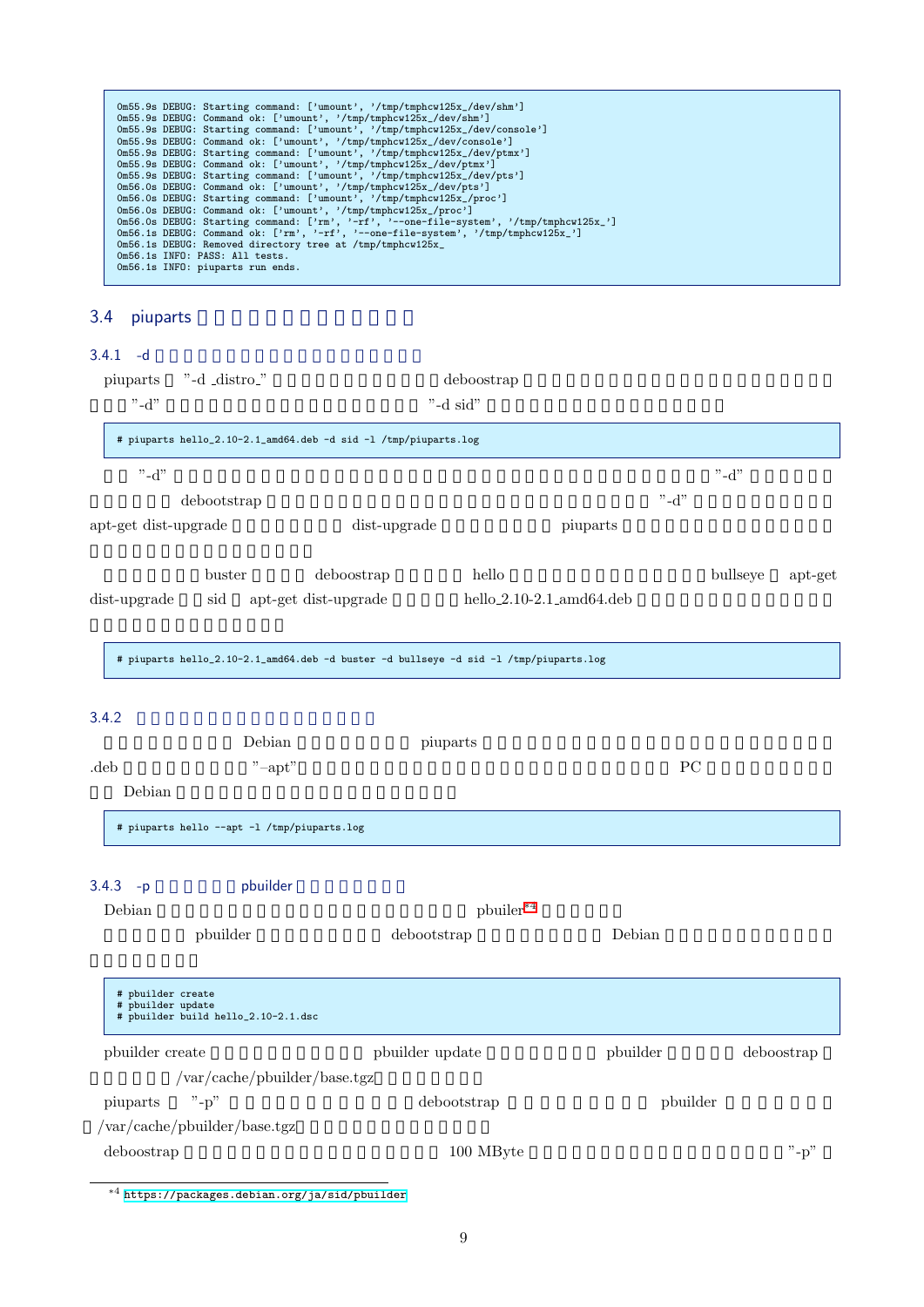```
0m55.9s DEBUG: Starting command: ['umount', '/tmp/tmphcw125x_/dev/shm']
0m55.9s DEBUG: Command ok: ['umount', '/tmp/tmphcw125x_/dev/shm']
0m55.9s DEBUG: Starting command: ['umount', '/tmp/tmphcw125x_/dev/console']
0m55.9s DEBUG: Command ok: ['umount', '/tmp/tmphcw125x_/dev/console']
0m55.9s DEBUG: Starting command: ['umount', '/tmp/tmphcw125x_/dev/ptmx']
0m55.9s DEBUG: Command ok: ['umount', '/tmp/tmphcw125x_/dev/ptmx']
0m55.9s DEBUG: Starting command: ['umount', '/tmp/tmphcw125x_/dev/pts']
0m56.0s DEBUG: Command ok: ['umount', '/tmp/tmphcw125x_/dev/pts']
0m56.0s DEBUG: Starting command: ['umount', '/tmp/tmphcw125x_/proc']
0m56.0s DEBUG: Command ok: ['umount', '/tmp/tmphcw125x_/proc']
0m56.0s DEBUG: Starting command: ['rm', '-rf', '--one-file-system', '/tmp/tmphcw125x_']
0m56.1s DEBUG: Command ok: ['rm', '-rf', '--one-file-system', '/tmp/tmphcw125x_']
0m56.1s DEBUG: Removed directory tree at /tmp/tmphcw125x_
0m56.1s INFO: PASS: All tests.
0m56.1s INFO: piuparts run ends.
```

## 3.4 piuparts

### 3.4.1 -d

piuparts "-d _distro_" deboostrap "-d" "-d sid"

```
# piuparts hello_2.10-2.1_amd64.deb -d sid -l /tmp/piuparts.log
```

"-d" "-d" deboostrap "-d" apt-get dist-upgrade dist-upgrade piuparts

buster deboostrap hello bullseye apt-get dist-upgrade sid apt-get dist-upgrade hello_2.10-2.1_amd64.deb

```
# piuparts hello_2.10-2.1_amd64.deb -d buster -d bullseye -d sid -l /tmp/piuparts.log
```

### 3.4.2

Debian piuparts .deb "–apt" PC Debian

```
# piuparts hello --apt -l /tmp/piuparts.log
```

### 3.4.3 -p pbuilder

Debian pbuiler[*4]

pbuilder deboostrap Debian

```
# pbuilder create
# pbuilder update
# pbuilder build hello_2.10-2.1.dsc
```

pbuilder create pbuilder update pbuilder deboostrap /var/cache/pbuilder/base.tgz

piuparts "-p" deboostrap pbuilder /var/cache/pbuilder/base.tgz

deboostrap 100 MByte "-p"

[*4] https://packages.debian.org/ja/sid/pbuilder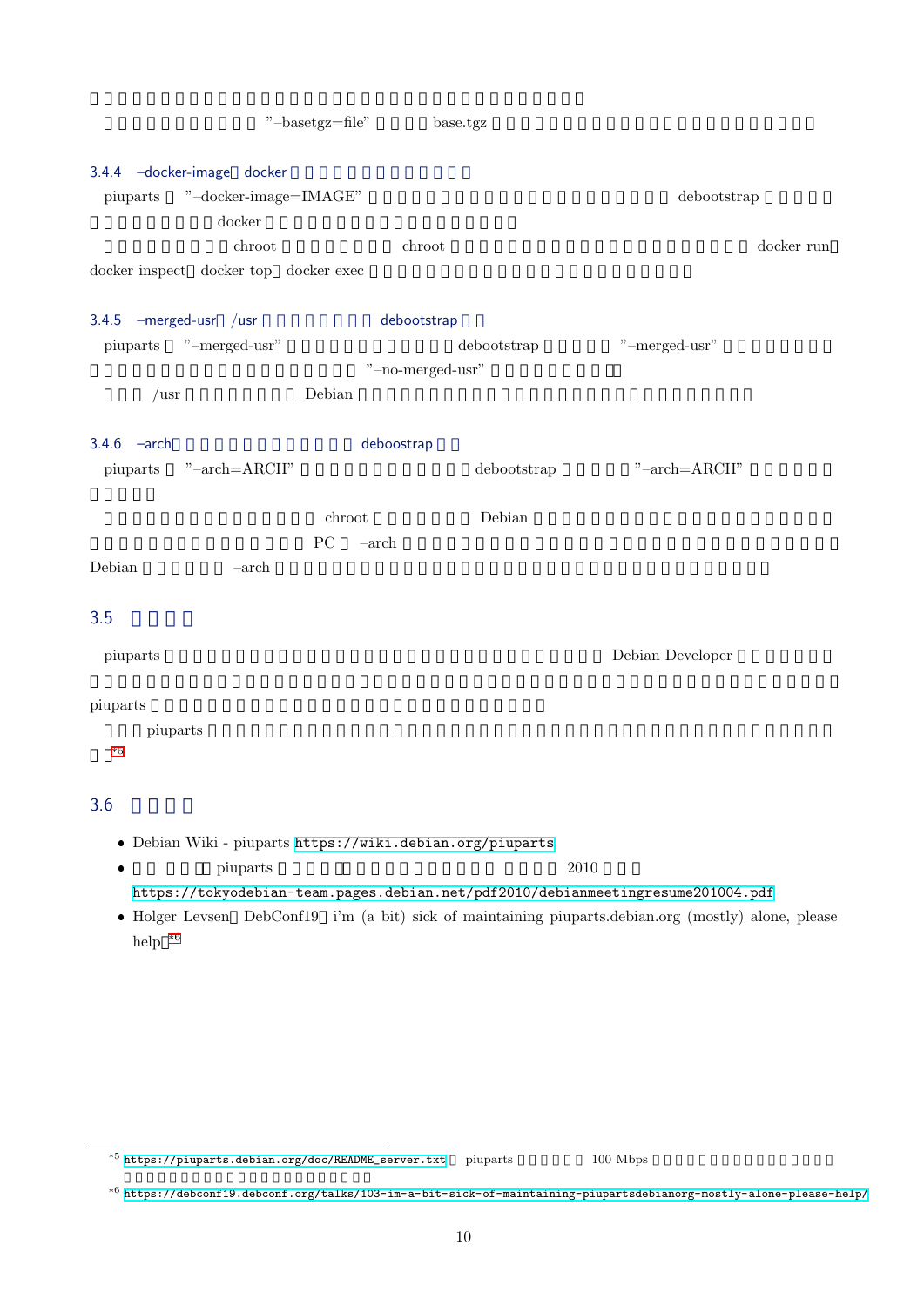"–basetgz=file" base.tgz

### 3.4.4 –docker-image docker

piuparts "–docker-image=IMAGE" debootstrap docker

chroot chroot docker run docker inspect docker top docker exec

### 3.4.5 –merged-usr /usr debootstrap

piuparts "–merged-usr" debootstrap "–merged-usr" "–no-merged-usr"

/usr Debian

### 3.4.6 –arch deboostrap

piuparts "–arch=ARCH" debootstrap "–arch=ARCH"

chroot Debian PC –arch Debian –arch

## 3.5

piuparts Debian Developer piuparts

piuparts [5]

## 3.6

- Debian Wiki - piuparts https://wiki.debian.org/piuparts
- piuparts 2010 https://tokyodebian-team.pages.debian.net/pdf2010/debianmeetingresume201004.pdf
- Holger Levsen DebConf19 i'm (a bit) sick of maintaining piuparts.debian.org (mostly) alone, please help[6]

---

[5] https://piuparts.debian.org/doc/README_server.txt piuparts 100 Mbps

[6] https://debconf19.debconf.org/talks/103-im-a-bit-sick-of-maintaining-piupartsdebianorg-mostly-alone-please-help/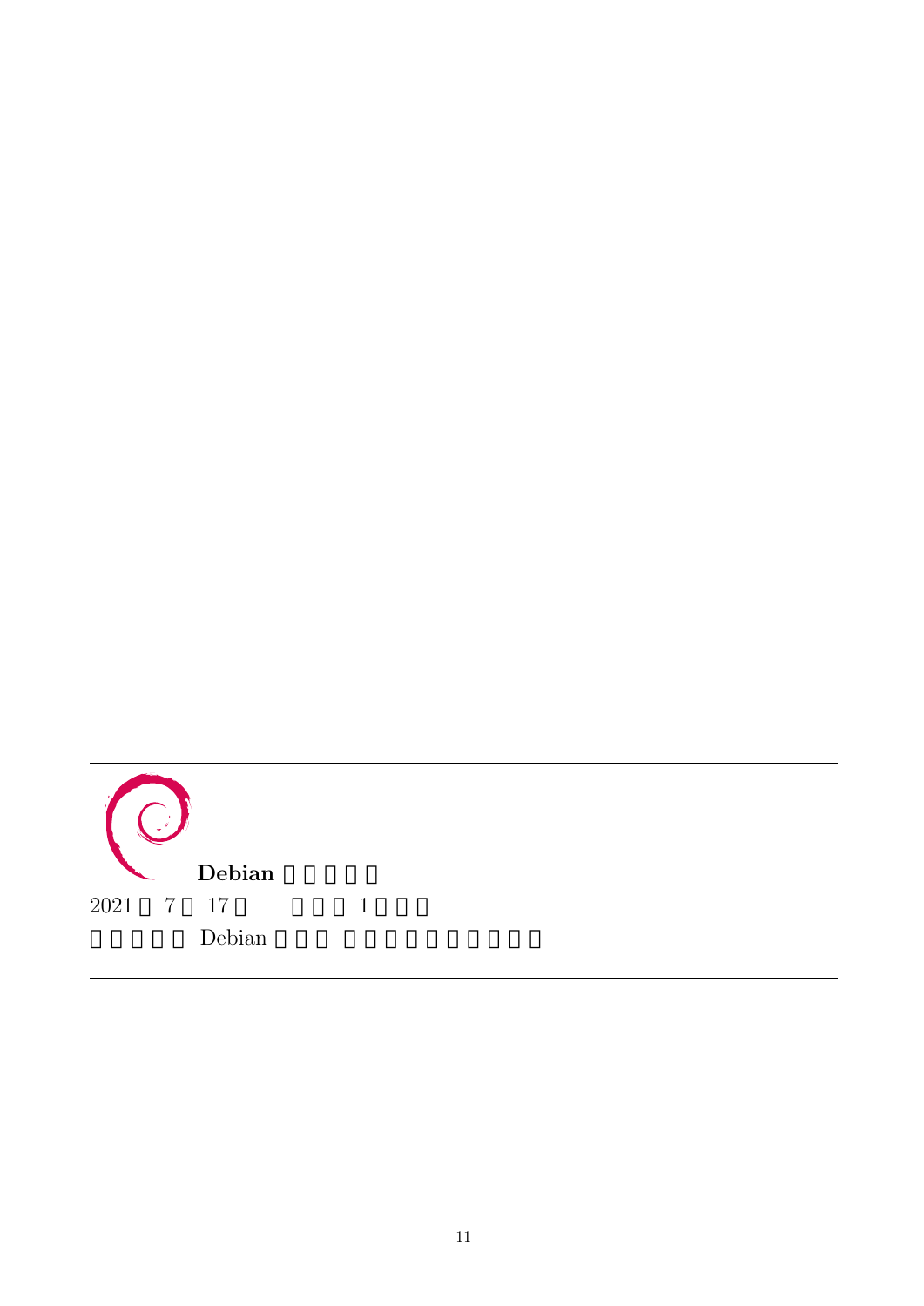**Debian**

2021 7 17 1

Debian